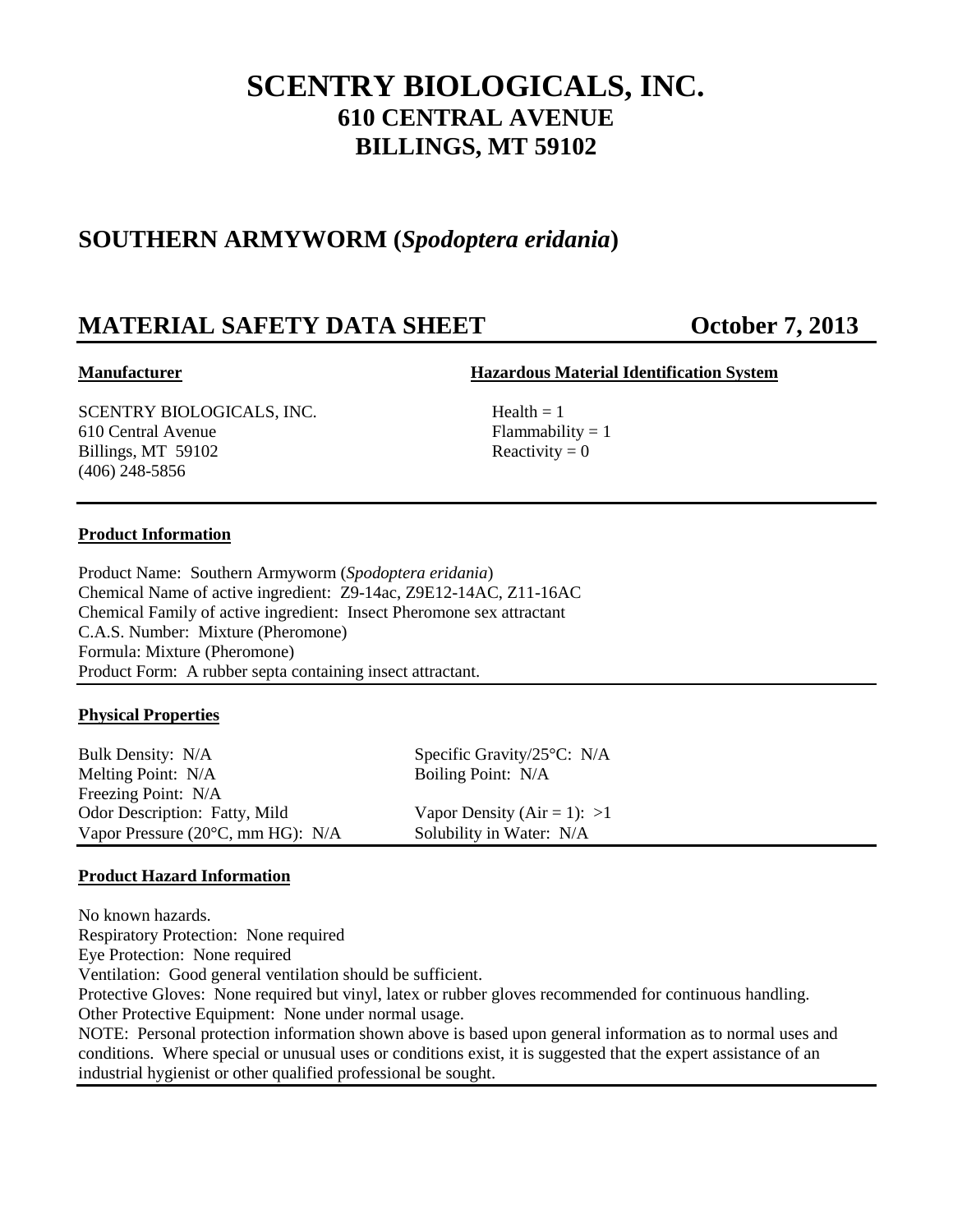# SCENTRY BIOLOGICALS, INC.
## 610 CENTRAL AVENUE
## BILLINGS, MT 59102

## SOUTHERN ARMYWORM (*Spodoptera eridania*)

## MATERIAL SAFETY DATA SHEET — October 7, 2013

**Manufacturer**

SCENTRY BIOLOGICALS, INC.
610 Central Avenue
Billings, MT 59102
(406) 248-5856

**Hazardous Material Identification System**

Health = 1
Flammability = 1
Reactivity = 0

**Product Information**

Product Name: Southern Armyworm (*Spodoptera eridania*)
Chemical Name of active ingredient: Z9-14ac, Z9E12-14AC, Z11-16AC
Chemical Family of active ingredient: Insect Pheromone sex attractant
C.A.S. Number: Mixture (Pheromone)
Formula: Mixture (Pheromone)
Product Form: A rubber septa containing insect attractant.

**Physical Properties**

| | |
|---|---|
| Bulk Density: N/A | Specific Gravity/25°C: N/A |
| Melting Point: N/A | Boiling Point: N/A |
| Freezing Point: N/A | |
| Odor Description: Fatty, Mild | Vapor Density (Air = 1): >1 |
| Vapor Pressure (20°C, mm HG): N/A | Solubility in Water: N/A |

**Product Hazard Information**

No known hazards.
Respiratory Protection: None required
Eye Protection: None required
Ventilation: Good general ventilation should be sufficient.
Protective Gloves: None required but vinyl, latex or rubber gloves recommended for continuous handling.
Other Protective Equipment: None under normal usage.
NOTE: Personal protection information shown above is based upon general information as to normal uses and conditions. Where special or unusual uses or conditions exist, it is suggested that the expert assistance of an industrial hygienist or other qualified professional be sought.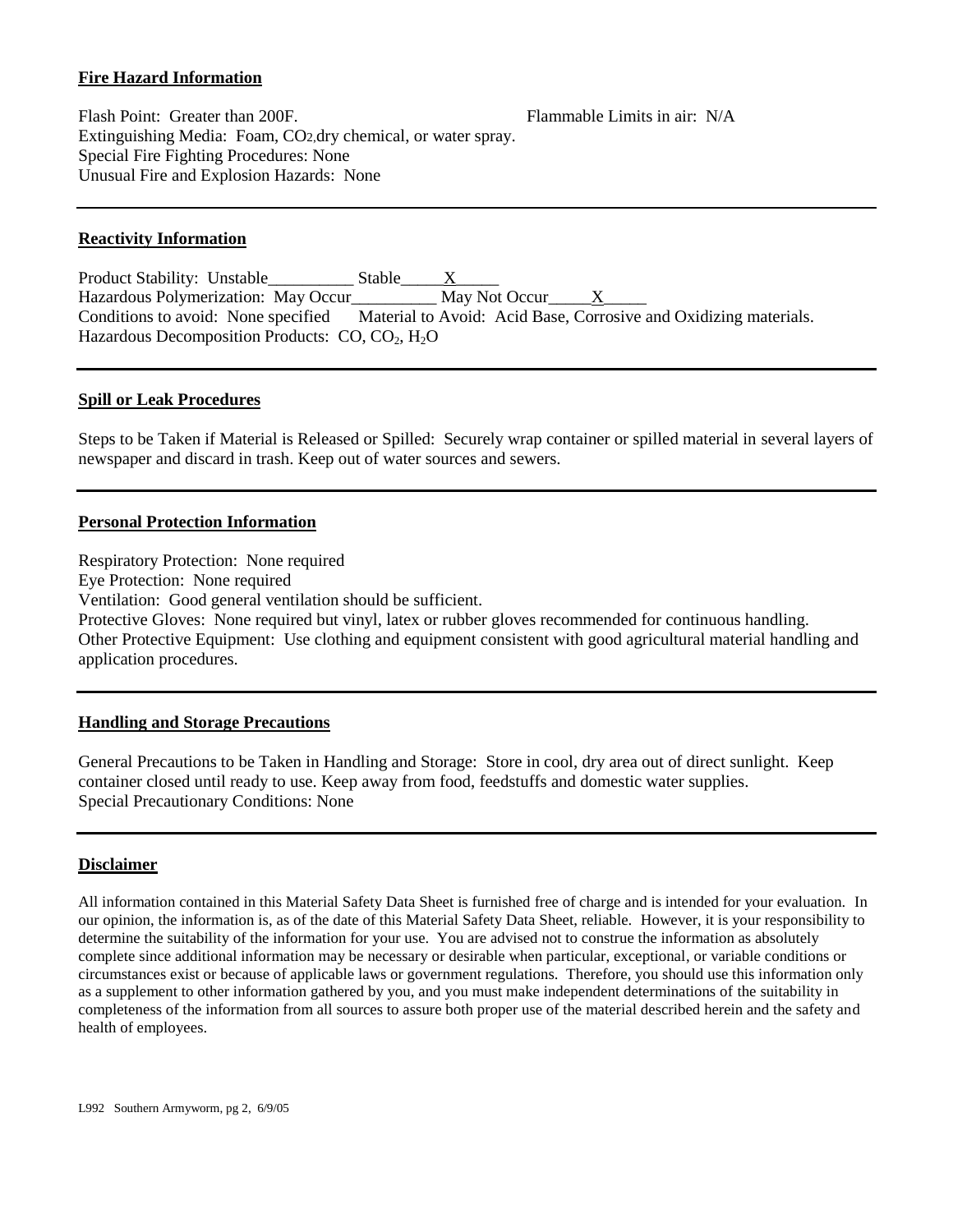## Fire Hazard Information

Flash Point: Greater than 200F.

Flammable Limits in air: N/A

Extinguishing Media: Foam, $CO_2$,dry chemical, or water spray.

Special Fire Fighting Procedures: None

Unusual Fire and Explosion Hazards: None

---

## Reactivity Information

Product Stability: Unstable__________ Stable_____X_____

Hazardous Polymerization: May Occur__________ May Not Occur_____X_____

Conditions to avoid: None specified Material to Avoid: Acid Base, Corrosive and Oxidizing materials.

Hazardous Decomposition Products: CO, $CO_2$, $H_2O$

---

## Spill or Leak Procedures

Steps to be Taken if Material is Released or Spilled: Securely wrap container or spilled material in several layers of newspaper and discard in trash. Keep out of water sources and sewers.

---

## Personal Protection Information

Respiratory Protection: None required

Eye Protection: None required

Ventilation: Good general ventilation should be sufficient.

Protective Gloves: None required but vinyl, latex or rubber gloves recommended for continuous handling.

Other Protective Equipment: Use clothing and equipment consistent with good agricultural material handling and application procedures.

---

## Handling and Storage Precautions

General Precautions to be Taken in Handling and Storage: Store in cool, dry area out of direct sunlight. Keep container closed until ready to use. Keep away from food, feedstuffs and domestic water supplies.

Special Precautionary Conditions: None

---

## Disclaimer

All information contained in this Material Safety Data Sheet is furnished free of charge and is intended for your evaluation. In our opinion, the information is, as of the date of this Material Safety Data Sheet, reliable. However, it is your responsibility to determine the suitability of the information for your use. You are advised not to construe the information as absolutely complete since additional information may be necessary or desirable when particular, exceptional, or variable conditions or circumstances exist or because of applicable laws or government regulations. Therefore, you should use this information only as a supplement to other information gathered by you, and you must make independent determinations of the suitability in completeness of the information from all sources to assure both proper use of the material described herein and the safety and health of employees.

L992 Southern Armyworm, pg 2, 6/9/05